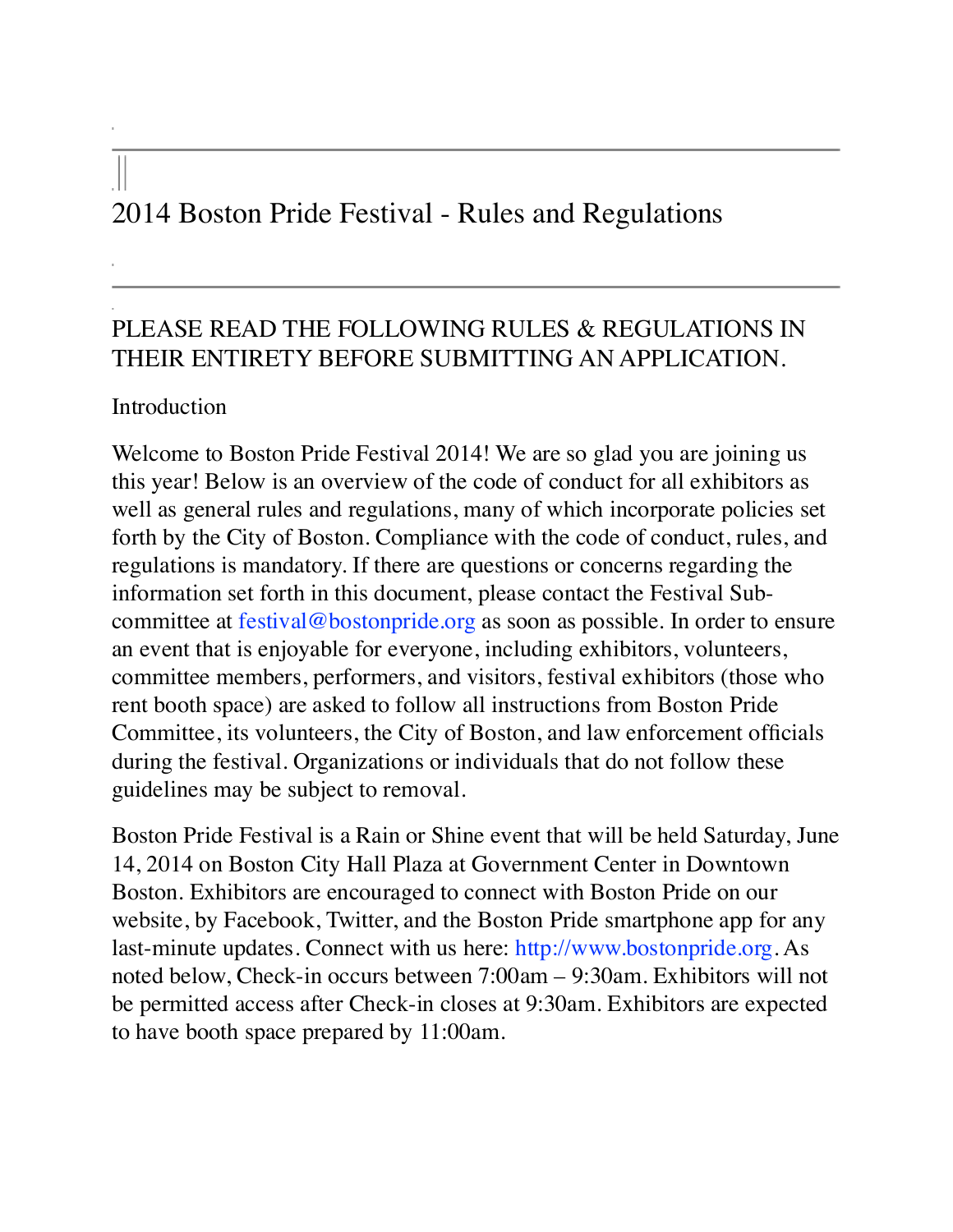# 2014 Boston Pride Festival - Rules and Regulations

---

PLEASE READ THE FOLLOWING RULES & REGULATIONS IN THEIR ENTIRETY BEFORE SUBMITTING AN APPLICATION.

Introduction

Welcome to Boston Pride Festival 2014! We are so glad you are joining us this year! Below is an overview of the code of conduct for all exhibitors as well as general rules and regulations, many of which incorporate policies set forth by the City of Boston. Compliance with the code of conduct, rules, and regulations is mandatory. If there are questions or concerns regarding the information set forth in this document, please contact the Festival Sub-committee at festival@bostonpride.org as soon as possible. In order to ensure an event that is enjoyable for everyone, including exhibitors, volunteers, committee members, performers, and visitors, festival exhibitors (those who rent booth space) are asked to follow all instructions from Boston Pride Committee, its volunteers, the City of Boston, and law enforcement officials during the festival. Organizations or individuals that do not follow these guidelines may be subject to removal.

Boston Pride Festival is a Rain or Shine event that will be held Saturday, June 14, 2014 on Boston City Hall Plaza at Government Center in Downtown Boston. Exhibitors are encouraged to connect with Boston Pride on our website, by Facebook, Twitter, and the Boston Pride smartphone app for any last-minute updates. Connect with us here: http://www.bostonpride.org. As noted below, Check-in occurs between 7:00am – 9:30am. Exhibitors will not be permitted access after Check-in closes at 9:30am. Exhibitors are expected to have booth space prepared by 11:00am.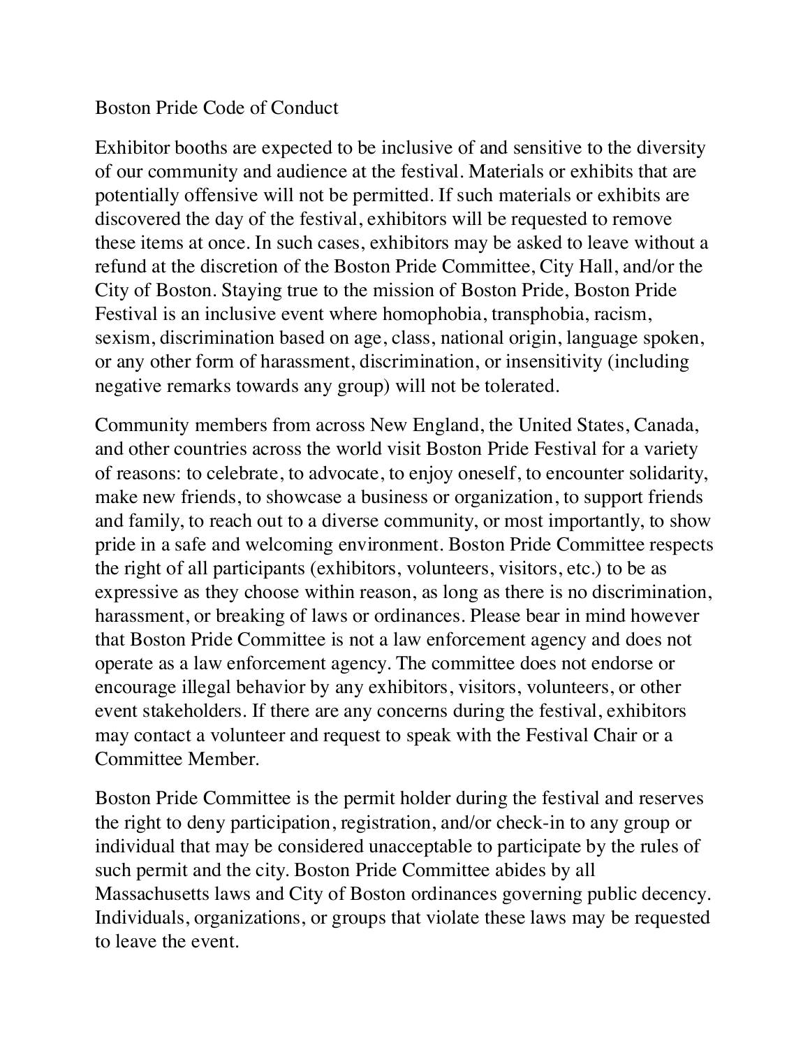# Boston Pride Code of Conduct

Exhibitor booths are expected to be inclusive of and sensitive to the diversity of our community and audience at the festival. Materials or exhibits that are potentially offensive will not be permitted. If such materials or exhibits are discovered the day of the festival, exhibitors will be requested to remove these items at once. In such cases, exhibitors may be asked to leave without a refund at the discretion of the Boston Pride Committee, City Hall, and/or the City of Boston. Staying true to the mission of Boston Pride, Boston Pride Festival is an inclusive event where homophobia, transphobia, racism, sexism, discrimination based on age, class, national origin, language spoken, or any other form of harassment, discrimination, or insensitivity (including negative remarks towards any group) will not be tolerated.

Community members from across New England, the United States, Canada, and other countries across the world visit Boston Pride Festival for a variety of reasons: to celebrate, to advocate, to enjoy oneself, to encounter solidarity, make new friends, to showcase a business or organization, to support friends and family, to reach out to a diverse community, or most importantly, to show pride in a safe and welcoming environment. Boston Pride Committee respects the right of all participants (exhibitors, volunteers, visitors, etc.) to be as expressive as they choose within reason, as long as there is no discrimination, harassment, or breaking of laws or ordinances. Please bear in mind however that Boston Pride Committee is not a law enforcement agency and does not operate as a law enforcement agency. The committee does not endorse or encourage illegal behavior by any exhibitors, visitors, volunteers, or other event stakeholders. If there are any concerns during the festival, exhibitors may contact a volunteer and request to speak with the Festival Chair or a Committee Member.

Boston Pride Committee is the permit holder during the festival and reserves the right to deny participation, registration, and/or check-in to any group or individual that may be considered unacceptable to participate by the rules of such permit and the city. Boston Pride Committee abides by all Massachusetts laws and City of Boston ordinances governing public decency. Individuals, organizations, or groups that violate these laws may be requested to leave the event.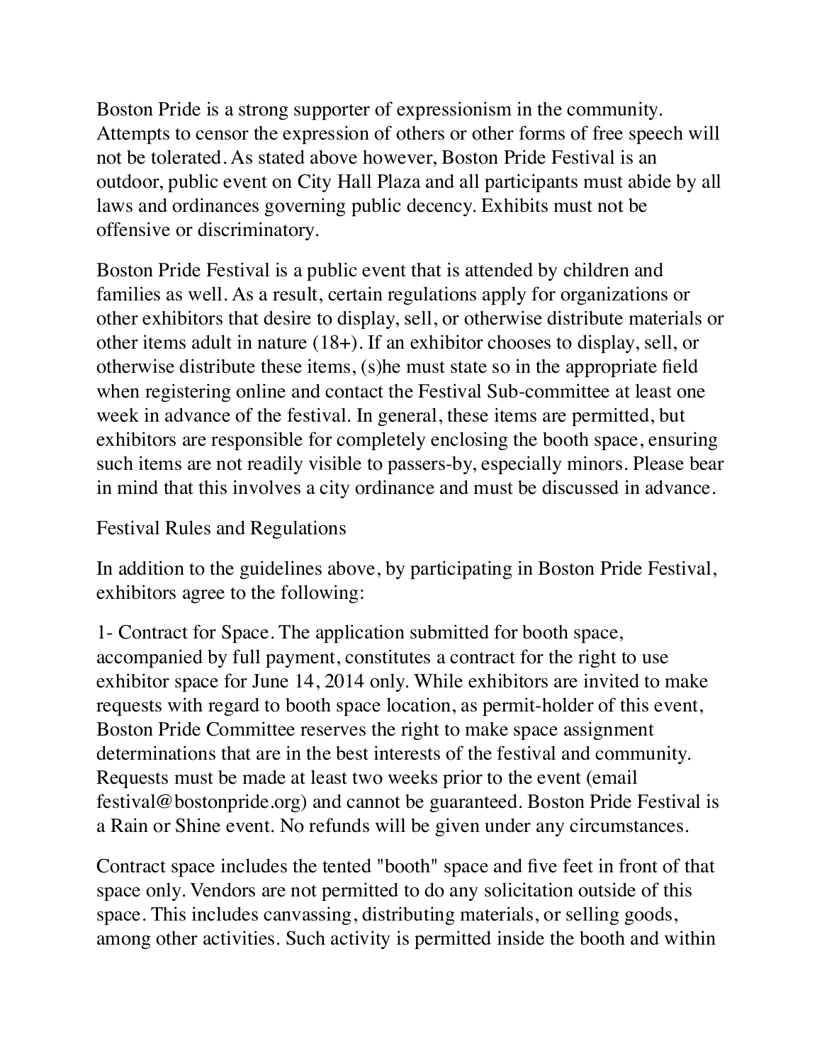Boston Pride is a strong supporter of expressionism in the community. Attempts to censor the expression of others or other forms of free speech will not be tolerated. As stated above however, Boston Pride Festival is an outdoor, public event on City Hall Plaza and all participants must abide by all laws and ordinances governing public decency. Exhibits must not be offensive or discriminatory.

Boston Pride Festival is a public event that is attended by children and families as well. As a result, certain regulations apply for organizations or other exhibitors that desire to display, sell, or otherwise distribute materials or other items adult in nature (18+). If an exhibitor chooses to display, sell, or otherwise distribute these items, (s)he must state so in the appropriate field when registering online and contact the Festival Sub-committee at least one week in advance of the festival. In general, these items are permitted, but exhibitors are responsible for completely enclosing the booth space, ensuring such items are not readily visible to passers-by, especially minors. Please bear in mind that this involves a city ordinance and must be discussed in advance.

## Festival Rules and Regulations

In addition to the guidelines above, by participating in Boston Pride Festival, exhibitors agree to the following:

1- Contract for Space. The application submitted for booth space, accompanied by full payment, constitutes a contract for the right to use exhibitor space for June 14, 2014 only. While exhibitors are invited to make requests with regard to booth space location, as permit-holder of this event, Boston Pride Committee reserves the right to make space assignment determinations that are in the best interests of the festival and community. Requests must be made at least two weeks prior to the event (email festival@bostonpride.org) and cannot be guaranteed. Boston Pride Festival is a Rain or Shine event. No refunds will be given under any circumstances.

Contract space includes the tented "booth" space and five feet in front of that space only. Vendors are not permitted to do any solicitation outside of this space. This includes canvassing, distributing materials, or selling goods, among other activities. Such activity is permitted inside the booth and within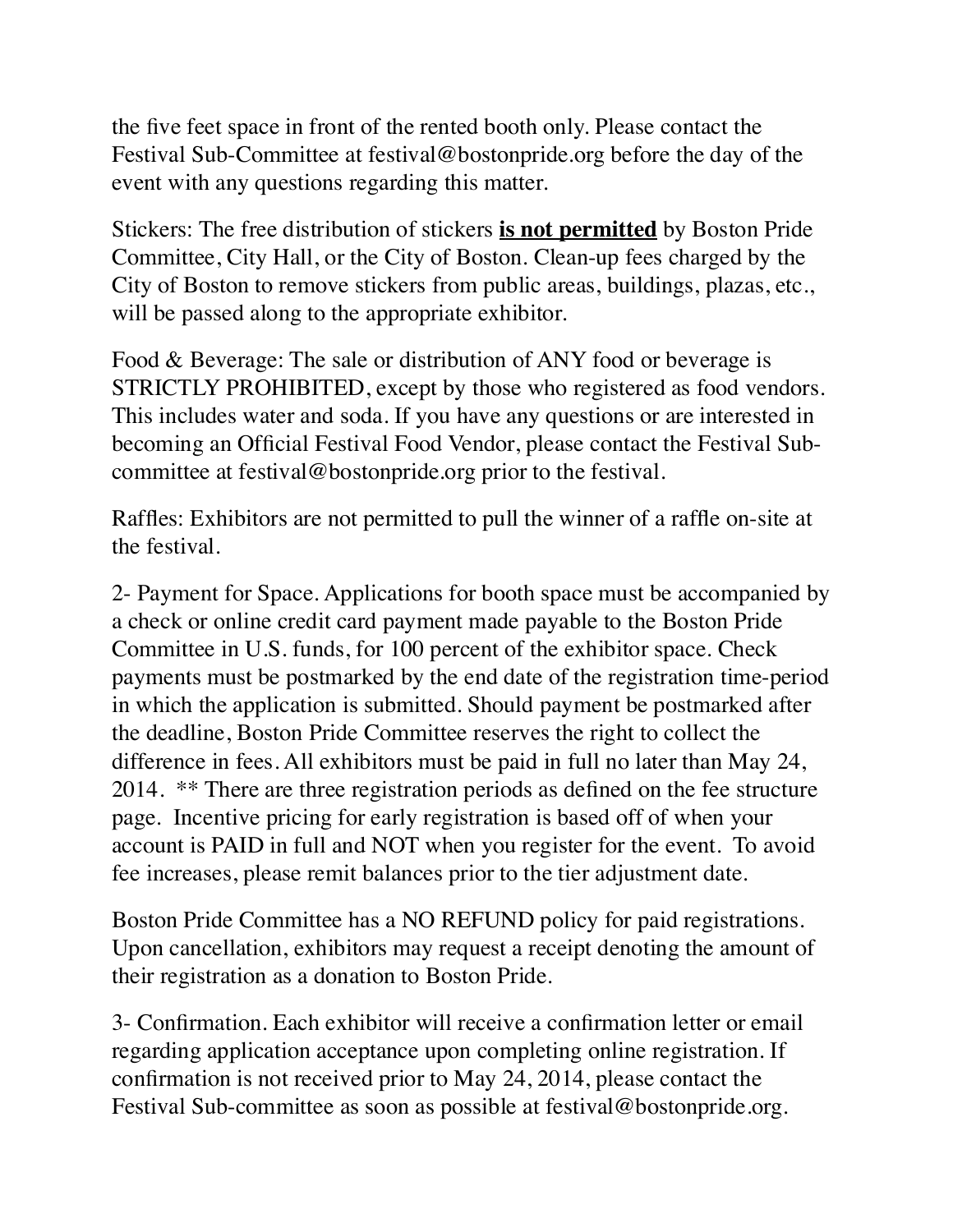the five feet space in front of the rented booth only. Please contact the Festival Sub-Committee at festival@bostonpride.org before the day of the event with any questions regarding this matter.

Stickers: The free distribution of stickers **<u>is not permitted</u>** by Boston Pride Committee, City Hall, or the City of Boston. Clean-up fees charged by the City of Boston to remove stickers from public areas, buildings, plazas, etc., will be passed along to the appropriate exhibitor.

Food & Beverage: The sale or distribution of ANY food or beverage is STRICTLY PROHIBITED, except by those who registered as food vendors. This includes water and soda. If you have any questions or are interested in becoming an Official Festival Food Vendor, please contact the Festival Sub-committee at festival@bostonpride.org prior to the festival.

Raffles: Exhibitors are not permitted to pull the winner of a raffle on-site at the festival.

2- Payment for Space. Applications for booth space must be accompanied by a check or online credit card payment made payable to the Boston Pride Committee in U.S. funds, for 100 percent of the exhibitor space. Check payments must be postmarked by the end date of the registration time-period in which the application is submitted. Should payment be postmarked after the deadline, Boston Pride Committee reserves the right to collect the difference in fees. All exhibitors must be paid in full no later than May 24, 2014. ** There are three registration periods as defined on the fee structure page. Incentive pricing for early registration is based off of when your account is PAID in full and NOT when you register for the event. To avoid fee increases, please remit balances prior to the tier adjustment date.

Boston Pride Committee has a NO REFUND policy for paid registrations. Upon cancellation, exhibitors may request a receipt denoting the amount of their registration as a donation to Boston Pride.

3- Confirmation. Each exhibitor will receive a confirmation letter or email regarding application acceptance upon completing online registration. If confirmation is not received prior to May 24, 2014, please contact the Festival Sub-committee as soon as possible at festival@bostonpride.org.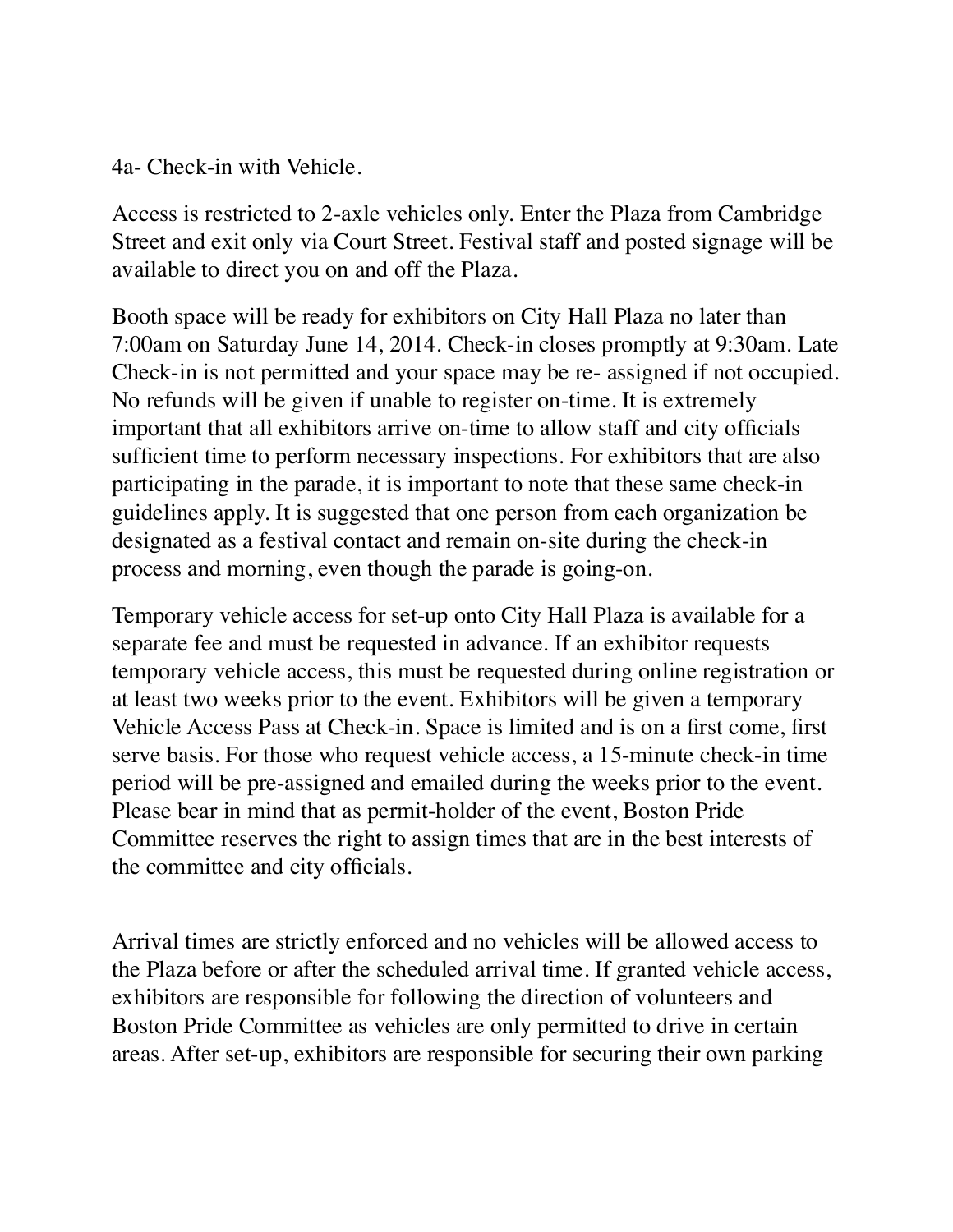4a- Check-in with Vehicle.

Access is restricted to 2-axle vehicles only. Enter the Plaza from Cambridge Street and exit only via Court Street. Festival staff and posted signage will be available to direct you on and off the Plaza.

Booth space will be ready for exhibitors on City Hall Plaza no later than 7:00am on Saturday June 14, 2014. Check-in closes promptly at 9:30am. Late Check-in is not permitted and your space may be re- assigned if not occupied. No refunds will be given if unable to register on-time. It is extremely important that all exhibitors arrive on-time to allow staff and city officials sufficient time to perform necessary inspections. For exhibitors that are also participating in the parade, it is important to note that these same check-in guidelines apply. It is suggested that one person from each organization be designated as a festival contact and remain on-site during the check-in process and morning, even though the parade is going-on.

Temporary vehicle access for set-up onto City Hall Plaza is available for a separate fee and must be requested in advance. If an exhibitor requests temporary vehicle access, this must be requested during online registration or at least two weeks prior to the event. Exhibitors will be given a temporary Vehicle Access Pass at Check-in. Space is limited and is on a first come, first serve basis. For those who request vehicle access, a 15-minute check-in time period will be pre-assigned and emailed during the weeks prior to the event. Please bear in mind that as permit-holder of the event, Boston Pride Committee reserves the right to assign times that are in the best interests of the committee and city officials.

Arrival times are strictly enforced and no vehicles will be allowed access to the Plaza before or after the scheduled arrival time. If granted vehicle access, exhibitors are responsible for following the direction of volunteers and Boston Pride Committee as vehicles are only permitted to drive in certain areas. After set-up, exhibitors are responsible for securing their own parking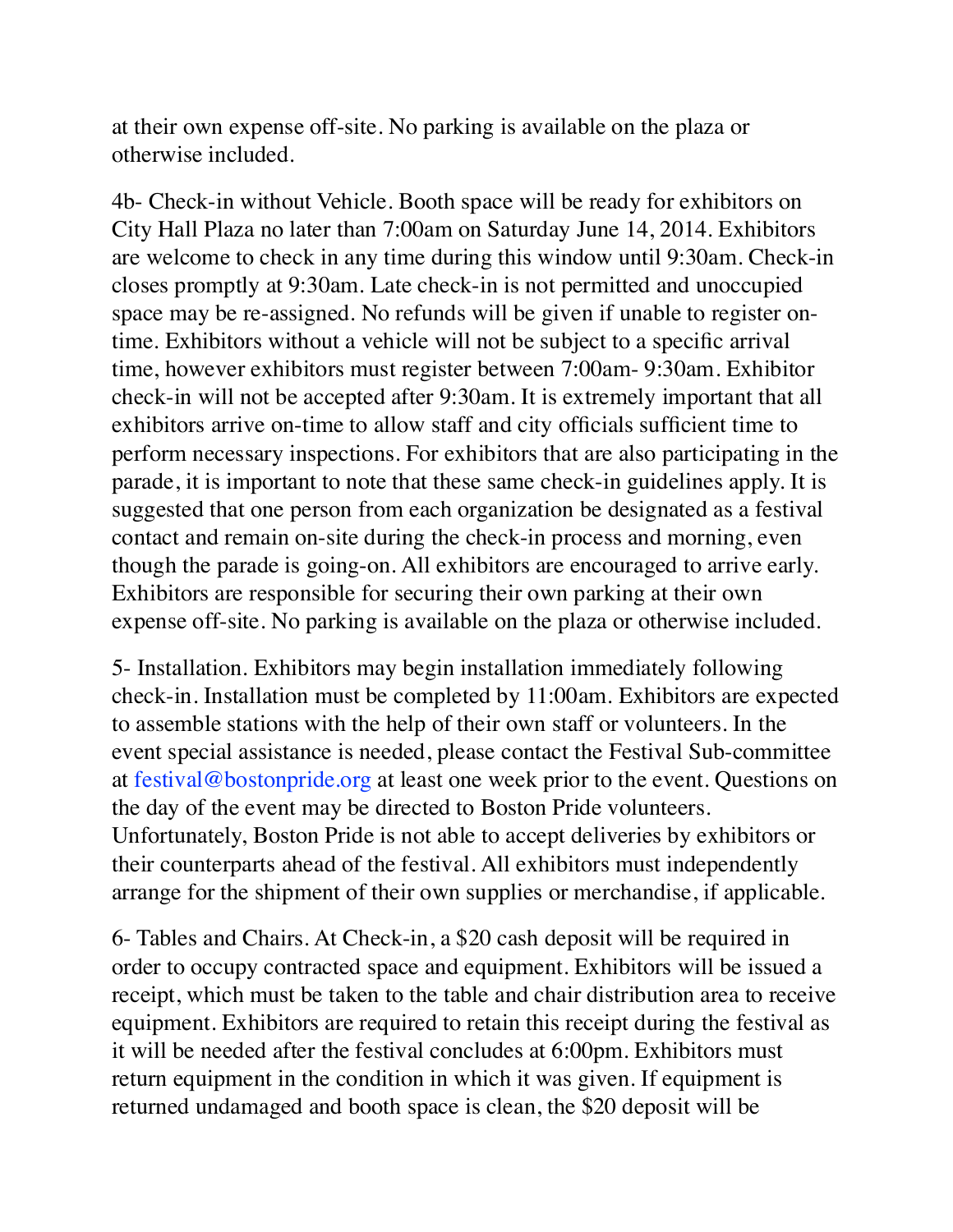at their own expense off-site. No parking is available on the plaza or otherwise included.

4b- Check-in without Vehicle. Booth space will be ready for exhibitors on City Hall Plaza no later than 7:00am on Saturday June 14, 2014. Exhibitors are welcome to check in any time during this window until 9:30am. Check-in closes promptly at 9:30am. Late check-in is not permitted and unoccupied space may be re-assigned. No refunds will be given if unable to register on-time. Exhibitors without a vehicle will not be subject to a specific arrival time, however exhibitors must register between 7:00am- 9:30am. Exhibitor check-in will not be accepted after 9:30am. It is extremely important that all exhibitors arrive on-time to allow staff and city officials sufficient time to perform necessary inspections. For exhibitors that are also participating in the parade, it is important to note that these same check-in guidelines apply. It is suggested that one person from each organization be designated as a festival contact and remain on-site during the check-in process and morning, even though the parade is going-on. All exhibitors are encouraged to arrive early. Exhibitors are responsible for securing their own parking at their own expense off-site. No parking is available on the plaza or otherwise included.

5- Installation. Exhibitors may begin installation immediately following check-in. Installation must be completed by 11:00am. Exhibitors are expected to assemble stations with the help of their own staff or volunteers. In the event special assistance is needed, please contact the Festival Sub-committee at festival@bostonpride.org at least one week prior to the event. Questions on the day of the event may be directed to Boston Pride volunteers. Unfortunately, Boston Pride is not able to accept deliveries by exhibitors or their counterparts ahead of the festival. All exhibitors must independently arrange for the shipment of their own supplies or merchandise, if applicable.

6- Tables and Chairs. At Check-in, a $20 cash deposit will be required in order to occupy contracted space and equipment. Exhibitors will be issued a receipt, which must be taken to the table and chair distribution area to receive equipment. Exhibitors are required to retain this receipt during the festival as it will be needed after the festival concludes at 6:00pm. Exhibitors must return equipment in the condition in which it was given. If equipment is returned undamaged and booth space is clean, the $20 deposit will be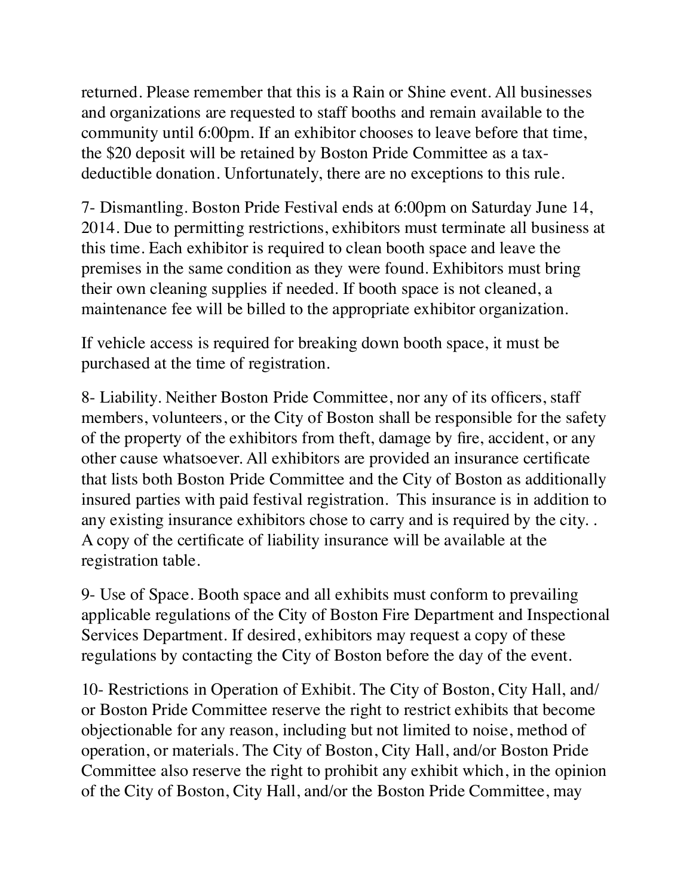returned. Please remember that this is a Rain or Shine event. All businesses and organizations are requested to staff booths and remain available to the community until 6:00pm. If an exhibitor chooses to leave before that time, the $20 deposit will be retained by Boston Pride Committee as a tax-deductible donation. Unfortunately, there are no exceptions to this rule.

7- Dismantling. Boston Pride Festival ends at 6:00pm on Saturday June 14, 2014. Due to permitting restrictions, exhibitors must terminate all business at this time. Each exhibitor is required to clean booth space and leave the premises in the same condition as they were found. Exhibitors must bring their own cleaning supplies if needed. If booth space is not cleaned, a maintenance fee will be billed to the appropriate exhibitor organization.

If vehicle access is required for breaking down booth space, it must be purchased at the time of registration.

8- Liability. Neither Boston Pride Committee, nor any of its officers, staff members, volunteers, or the City of Boston shall be responsible for the safety of the property of the exhibitors from theft, damage by fire, accident, or any other cause whatsoever. All exhibitors are provided an insurance certificate that lists both Boston Pride Committee and the City of Boston as additionally insured parties with paid festival registration. This insurance is in addition to any existing insurance exhibitors chose to carry and is required by the city. . A copy of the certificate of liability insurance will be available at the registration table.

9- Use of Space. Booth space and all exhibits must conform to prevailing applicable regulations of the City of Boston Fire Department and Inspectional Services Department. If desired, exhibitors may request a copy of these regulations by contacting the City of Boston before the day of the event.

10- Restrictions in Operation of Exhibit. The City of Boston, City Hall, and/or Boston Pride Committee reserve the right to restrict exhibits that become objectionable for any reason, including but not limited to noise, method of operation, or materials. The City of Boston, City Hall, and/or Boston Pride Committee also reserve the right to prohibit any exhibit which, in the opinion of the City of Boston, City Hall, and/or the Boston Pride Committee, may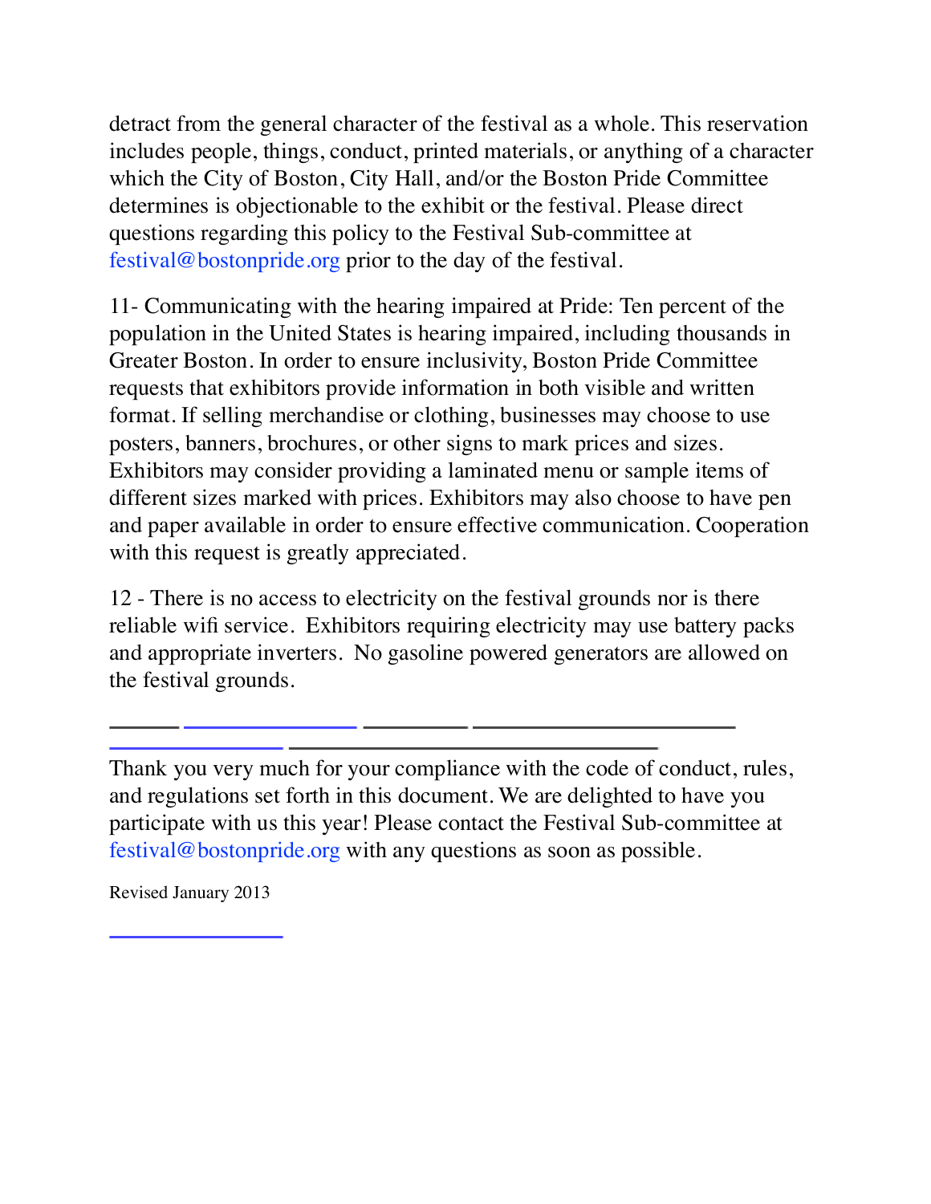detract from the general character of the festival as a whole. This reservation includes people, things, conduct, printed materials, or anything of a character which the City of Boston, City Hall, and/or the Boston Pride Committee determines is objectionable to the exhibit or the festival. Please direct questions regarding this policy to the Festival Sub-committee at festival@bostonpride.org prior to the day of the festival.

11- Communicating with the hearing impaired at Pride: Ten percent of the population in the United States is hearing impaired, including thousands in Greater Boston. In order to ensure inclusivity, Boston Pride Committee requests that exhibitors provide information in both visible and written format. If selling merchandise or clothing, businesses may choose to use posters, banners, brochures, or other signs to mark prices and sizes. Exhibitors may consider providing a laminated menu or sample items of different sizes marked with prices. Exhibitors may also choose to have pen and paper available in order to ensure effective communication. Cooperation with this request is greatly appreciated.

12 - There is no access to electricity on the festival grounds nor is there reliable wifi service. Exhibitors requiring electricity may use battery packs and appropriate inverters. No gasoline powered generators are allowed on the festival grounds.

---

Thank you very much for your compliance with the code of conduct, rules, and regulations set forth in this document. We are delighted to have you participate with us this year! Please contact the Festival Sub-committee at festival@bostonpride.org with any questions as soon as possible.

Revised January 2013